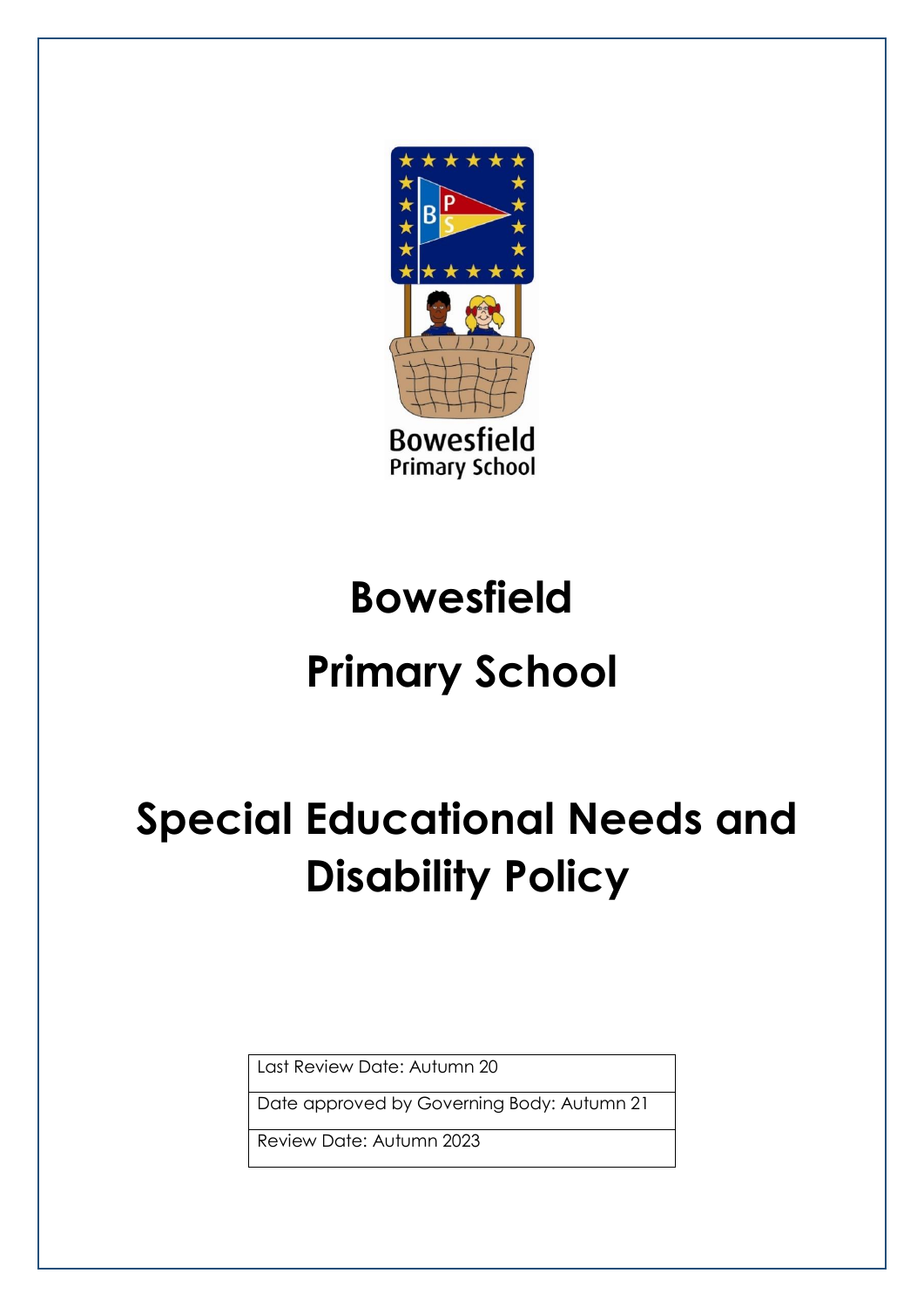# Bowesfield

# Primary School

# Special Educational Needs and Disability Policy

| Last Review Date: Autumn 20 |
| --- |
| Date approved by Governing Body: Autumn 21 |
| Review Date: Autumn 2023 |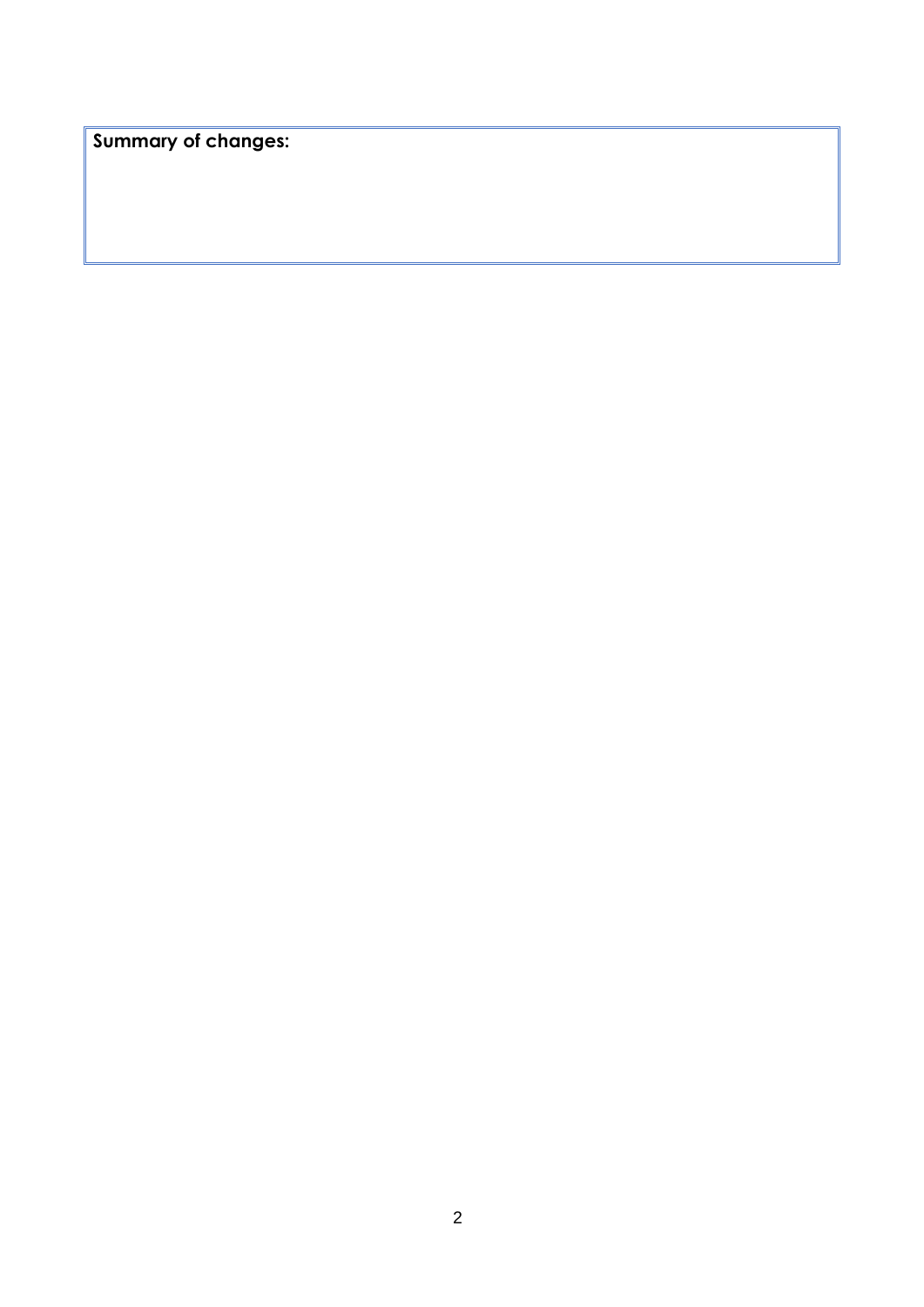**Summary of changes:**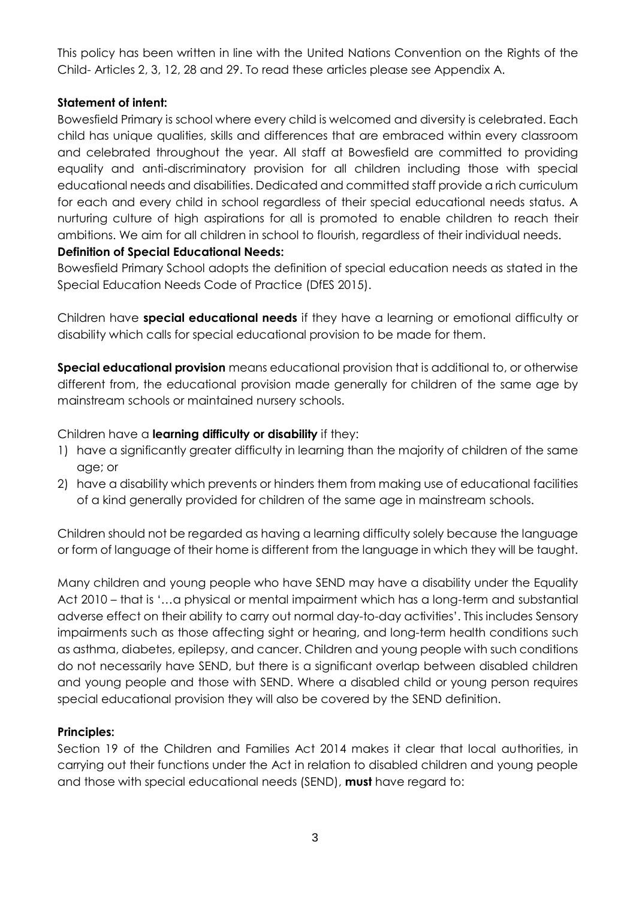This policy has been written in line with the United Nations Convention on the Rights of the Child- Articles 2, 3, 12, 28 and 29. To read these articles please see Appendix A.

**Statement of intent:**

Bowesfield Primary is school where every child is welcomed and diversity is celebrated. Each child has unique qualities, skills and differences that are embraced within every classroom and celebrated throughout the year. All staff at Bowesfield are committed to providing equality and anti-discriminatory provision for all children including those with special educational needs and disabilities. Dedicated and committed staff provide a rich curriculum for each and every child in school regardless of their special educational needs status. A nurturing culture of high aspirations for all is promoted to enable children to reach their ambitions. We aim for all children in school to flourish, regardless of their individual needs.

**Definition of Special Educational Needs:**

Bowesfield Primary School adopts the definition of special education needs as stated in the Special Education Needs Code of Practice (DfES 2015).

Children have **special educational needs** if they have a learning or emotional difficulty or disability which calls for special educational provision to be made for them.

**Special educational provision** means educational provision that is additional to, or otherwise different from, the educational provision made generally for children of the same age by mainstream schools or maintained nursery schools.

Children have a **learning difficulty or disability** if they:

1) have a significantly greater difficulty in learning than the majority of children of the same age; or
2) have a disability which prevents or hinders them from making use of educational facilities of a kind generally provided for children of the same age in mainstream schools.

Children should not be regarded as having a learning difficulty solely because the language or form of language of their home is different from the language in which they will be taught.

Many children and young people who have SEND may have a disability under the Equality Act 2010 – that is '…a physical or mental impairment which has a long-term and substantial adverse effect on their ability to carry out normal day-to-day activities'. This includes Sensory impairments such as those affecting sight or hearing, and long-term health conditions such as asthma, diabetes, epilepsy, and cancer. Children and young people with such conditions do not necessarily have SEND, but there is a significant overlap between disabled children and young people and those with SEND. Where a disabled child or young person requires special educational provision they will also be covered by the SEND definition.

**Principles:**

Section 19 of the Children and Families Act 2014 makes it clear that local authorities, in carrying out their functions under the Act in relation to disabled children and young people and those with special educational needs (SEND), **must** have regard to: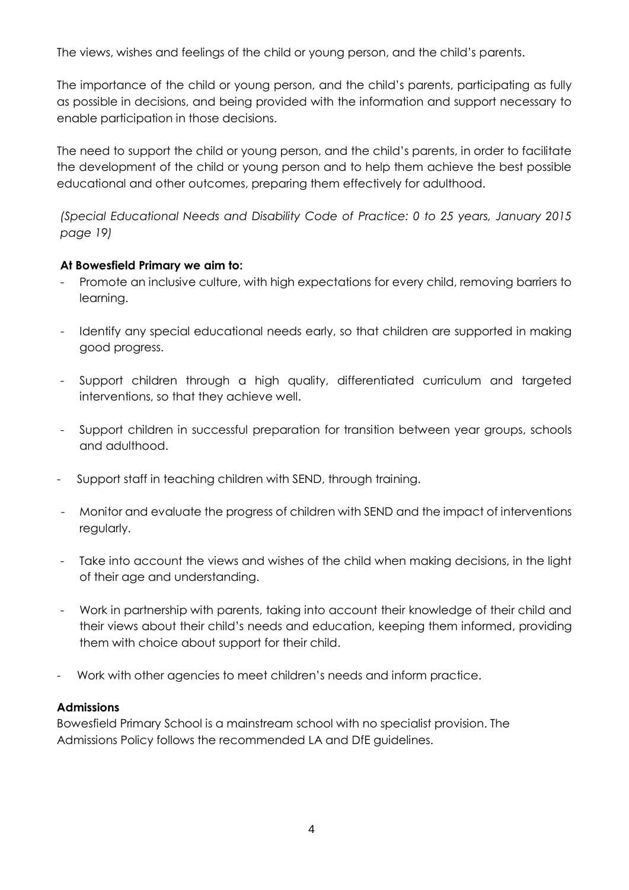The views, wishes and feelings of the child or young person, and the child's parents.

The importance of the child or young person, and the child's parents, participating as fully as possible in decisions, and being provided with the information and support necessary to enable participation in those decisions.

The need to support the child or young person, and the child's parents, in order to facilitate the development of the child or young person and to help them achieve the best possible educational and other outcomes, preparing them effectively for adulthood.

*(Special Educational Needs and Disability Code of Practice: 0 to 25 years, January 2015 page 19)*

**At Bowesfield Primary we aim to:**

- Promote an inclusive culture, with high expectations for every child, removing barriers to learning.
- Identify any special educational needs early, so that children are supported in making good progress.
- Support children through a high quality, differentiated curriculum and targeted interventions, so that they achieve well.
- Support children in successful preparation for transition between year groups, schools and adulthood.
- Support staff in teaching children with SEND, through training.
- Monitor and evaluate the progress of children with SEND and the impact of interventions regularly.
- Take into account the views and wishes of the child when making decisions, in the light of their age and understanding.
- Work in partnership with parents, taking into account their knowledge of their child and their views about their child's needs and education, keeping them informed, providing them with choice about support for their child.
- Work with other agencies to meet children's needs and inform practice.

**Admissions**

Bowesfield Primary School is a mainstream school with no specialist provision. The Admissions Policy follows the recommended LA and DfE guidelines.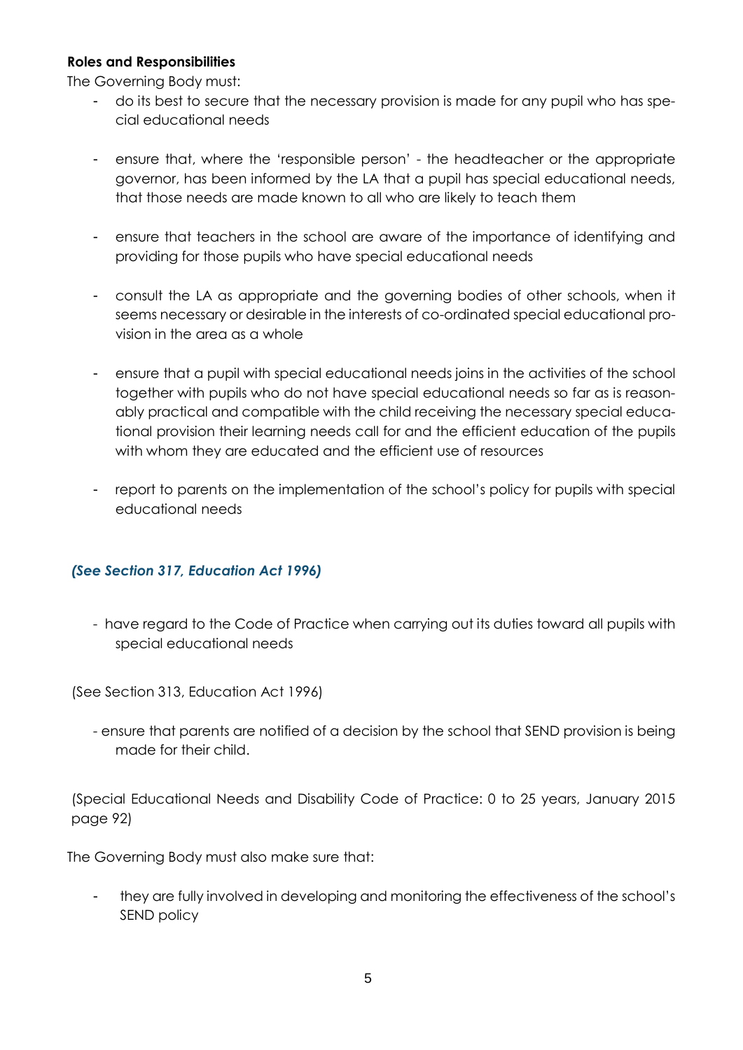**Roles and Responsibilities**

The Governing Body must:

- do its best to secure that the necessary provision is made for any pupil who has special educational needs

- ensure that, where the 'responsible person' - the headteacher or the appropriate governor, has been informed by the LA that a pupil has special educational needs, that those needs are made known to all who are likely to teach them

- ensure that teachers in the school are aware of the importance of identifying and providing for those pupils who have special educational needs

- consult the LA as appropriate and the governing bodies of other schools, when it seems necessary or desirable in the interests of co-ordinated special educational provision in the area as a whole

- ensure that a pupil with special educational needs joins in the activities of the school together with pupils who do not have special educational needs so far as is reasonably practical and compatible with the child receiving the necessary special educational provision their learning needs call for and the efficient education of the pupils with whom they are educated and the efficient use of resources

- report to parents on the implementation of the school's policy for pupils with special educational needs

***(See Section 317, Education Act 1996)***

- have regard to the Code of Practice when carrying out its duties toward all pupils with special educational needs

(See Section 313, Education Act 1996)

- ensure that parents are notified of a decision by the school that SEND provision is being made for their child.

(Special Educational Needs and Disability Code of Practice: 0 to 25 years, January 2015 page 92)

The Governing Body must also make sure that:

- they are fully involved in developing and monitoring the effectiveness of the school's SEND policy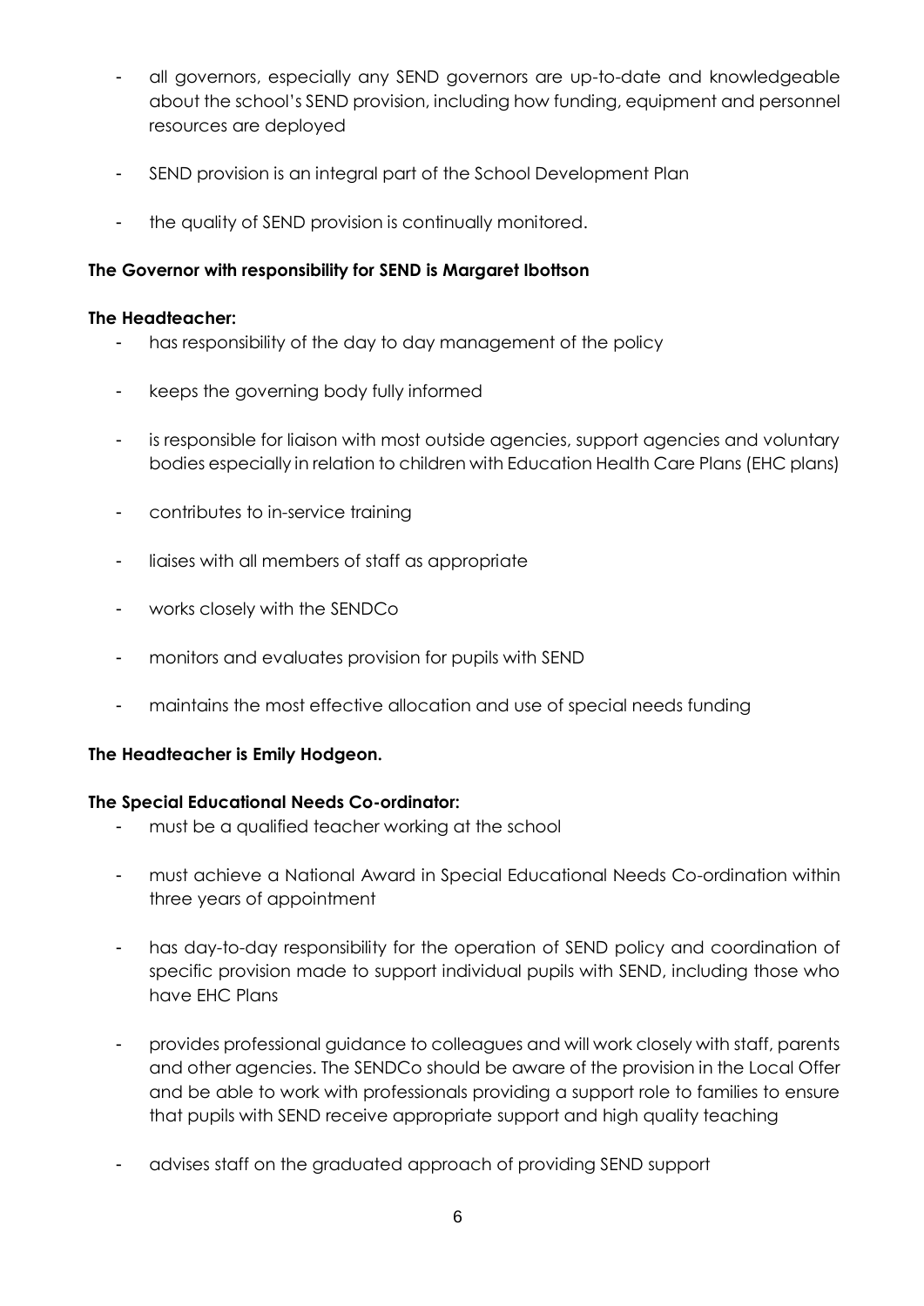- all governors, especially any SEND governors are up-to-date and knowledgeable about the school's SEND provision, including how funding, equipment and personnel resources are deployed
- SEND provision is an integral part of the School Development Plan
- the quality of SEND provision is continually monitored.

**The Governor with responsibility for SEND is Margaret Ibottson**

**The Headteacher:**

- has responsibility of the day to day management of the policy
- keeps the governing body fully informed
- is responsible for liaison with most outside agencies, support agencies and voluntary bodies especially in relation to children with Education Health Care Plans (EHC plans)
- contributes to in-service training
- liaises with all members of staff as appropriate
- works closely with the SENDCo
- monitors and evaluates provision for pupils with SEND
- maintains the most effective allocation and use of special needs funding

**The Headteacher is Emily Hodgeon.**

**The Special Educational Needs Co-ordinator:**

- must be a qualified teacher working at the school
- must achieve a National Award in Special Educational Needs Co-ordination within three years of appointment
- has day-to-day responsibility for the operation of SEND policy and coordination of specific provision made to support individual pupils with SEND, including those who have EHC Plans
- provides professional guidance to colleagues and will work closely with staff, parents and other agencies. The SENDCo should be aware of the provision in the Local Offer and be able to work with professionals providing a support role to families to ensure that pupils with SEND receive appropriate support and high quality teaching
- advises staff on the graduated approach of providing SEND support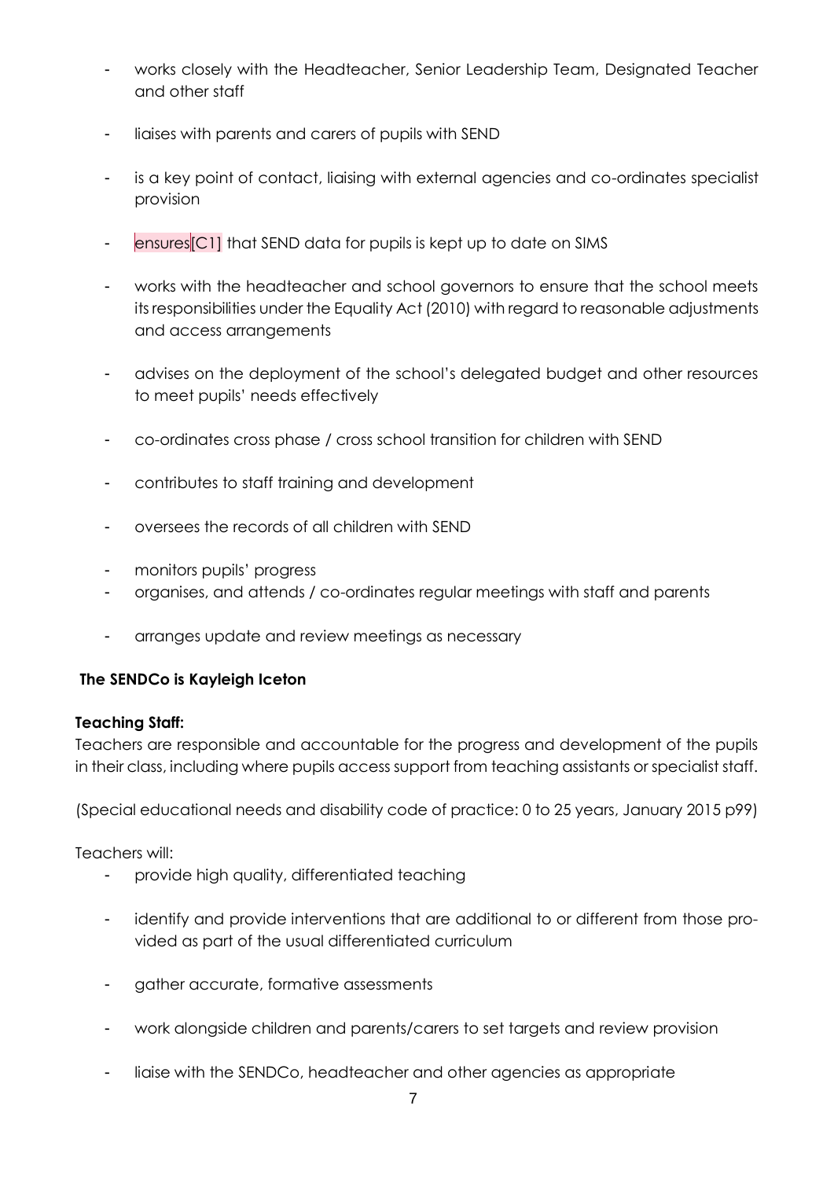- works closely with the Headteacher, Senior Leadership Team, Designated Teacher and other staff

- liaises with parents and carers of pupils with SEND

- is a key point of contact, liaising with external agencies and co-ordinates specialist provision

- ensures[C1] that SEND data for pupils is kept up to date on SIMS

- works with the headteacher and school governors to ensure that the school meets its responsibilities under the Equality Act (2010) with regard to reasonable adjustments and access arrangements

- advises on the deployment of the school's delegated budget and other resources to meet pupils' needs effectively

- co-ordinates cross phase / cross school transition for children with SEND

- contributes to staff training and development

- oversees the records of all children with SEND

- monitors pupils' progress
- organises, and attends / co-ordinates regular meetings with staff and parents

- arranges update and review meetings as necessary

**The SENDCo is Kayleigh Iceton**

**Teaching Staff:**

Teachers are responsible and accountable for the progress and development of the pupils in their class, including where pupils access support from teaching assistants or specialist staff.

(Special educational needs and disability code of practice: 0 to 25 years, January 2015 p99)

Teachers will:

- provide high quality, differentiated teaching

- identify and provide interventions that are additional to or different from those provided as part of the usual differentiated curriculum

- gather accurate, formative assessments

- work alongside children and parents/carers to set targets and review provision

- liaise with the SENDCo, headteacher and other agencies as appropriate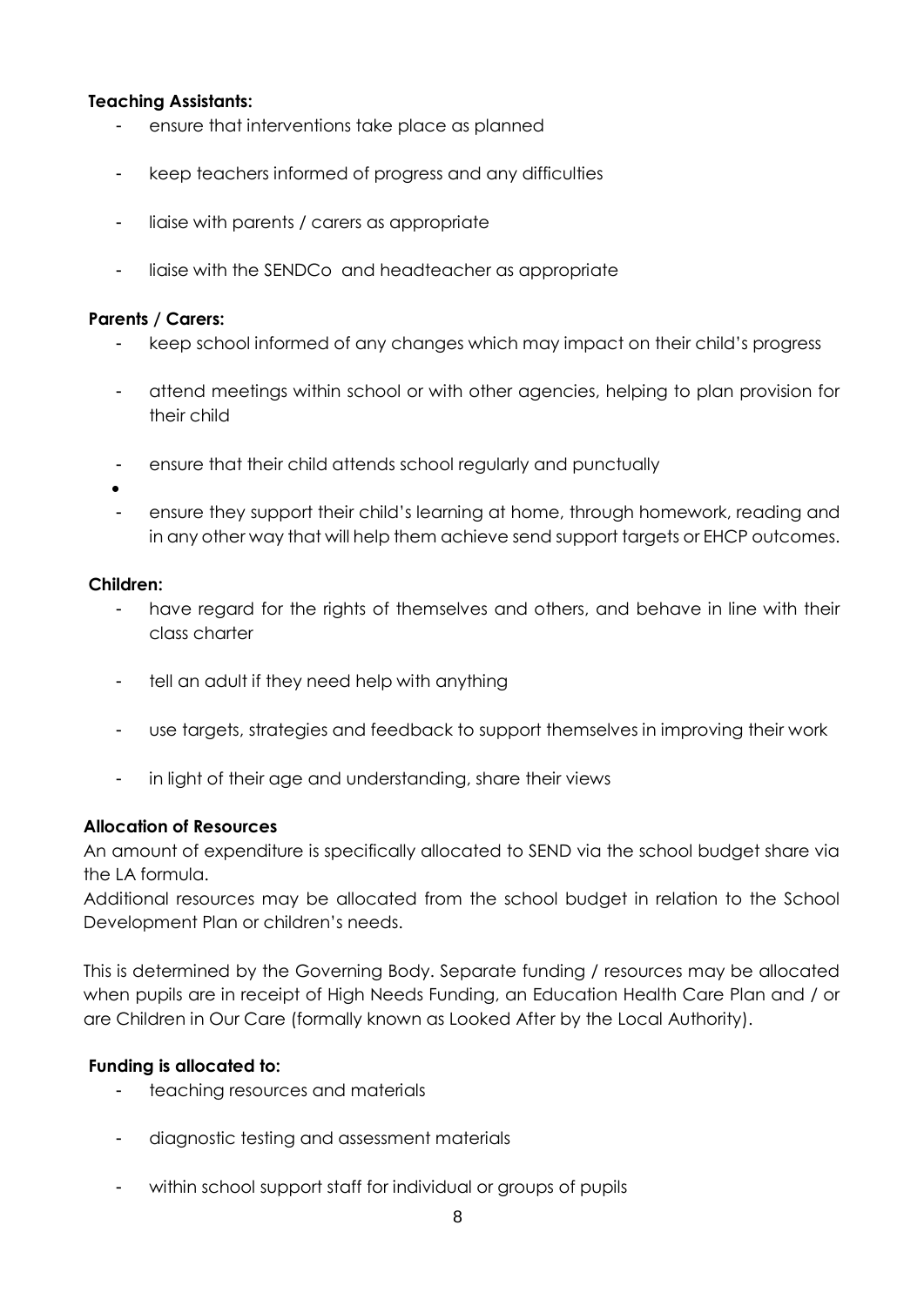**Teaching Assistants:**

- ensure that interventions take place as planned
- keep teachers informed of progress and any difficulties
- liaise with parents / carers as appropriate
- liaise with the SENDCo and headteacher as appropriate

**Parents / Carers:**

- keep school informed of any changes which may impact on their child's progress
- attend meetings within school or with other agencies, helping to plan provision for their child
- ensure that their child attends school regularly and punctually
- ensure they support their child's learning at home, through homework, reading and in any other way that will help them achieve send support targets or EHCP outcomes.

**Children:**

- have regard for the rights of themselves and others, and behave in line with their class charter
- tell an adult if they need help with anything
- use targets, strategies and feedback to support themselves in improving their work
- in light of their age and understanding, share their views

**Allocation of Resources**

An amount of expenditure is specifically allocated to SEND via the school budget share via the LA formula.
Additional resources may be allocated from the school budget in relation to the School Development Plan or children's needs.

This is determined by the Governing Body. Separate funding / resources may be allocated when pupils are in receipt of High Needs Funding, an Education Health Care Plan and / or are Children in Our Care (formally known as Looked After by the Local Authority).

**Funding is allocated to:**

- teaching resources and materials
- diagnostic testing and assessment materials
- within school support staff for individual or groups of pupils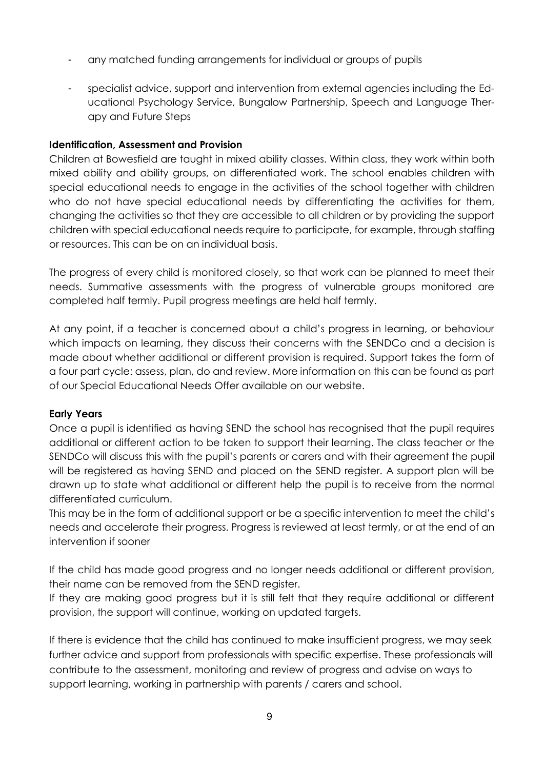- any matched funding arrangements for individual or groups of pupils
- specialist advice, support and intervention from external agencies including the Educational Psychology Service, Bungalow Partnership, Speech and Language Therapy and Future Steps

**Identification, Assessment and Provision**

Children at Bowesfield are taught in mixed ability classes. Within class, they work within both mixed ability and ability groups, on differentiated work. The school enables children with special educational needs to engage in the activities of the school together with children who do not have special educational needs by differentiating the activities for them, changing the activities so that they are accessible to all children or by providing the support children with special educational needs require to participate, for example, through staffing or resources. This can be on an individual basis.

The progress of every child is monitored closely, so that work can be planned to meet their needs. Summative assessments with the progress of vulnerable groups monitored are completed half termly. Pupil progress meetings are held half termly.

At any point, if a teacher is concerned about a child's progress in learning, or behaviour which impacts on learning, they discuss their concerns with the SENDCo and a decision is made about whether additional or different provision is required. Support takes the form of a four part cycle: assess, plan, do and review. More information on this can be found as part of our Special Educational Needs Offer available on our website.

**Early Years**

Once a pupil is identified as having SEND the school has recognised that the pupil requires additional or different action to be taken to support their learning. The class teacher or the SENDCo will discuss this with the pupil's parents or carers and with their agreement the pupil will be registered as having SEND and placed on the SEND register. A support plan will be drawn up to state what additional or different help the pupil is to receive from the normal differentiated curriculum.

This may be in the form of additional support or be a specific intervention to meet the child's needs and accelerate their progress. Progress is reviewed at least termly, or at the end of an intervention if sooner

If the child has made good progress and no longer needs additional or different provision, their name can be removed from the SEND register.

If they are making good progress but it is still felt that they require additional or different provision, the support will continue, working on updated targets.

If there is evidence that the child has continued to make insufficient progress, we may seek further advice and support from professionals with specific expertise. These professionals will contribute to the assessment, monitoring and review of progress and advise on ways to support learning, working in partnership with parents / carers and school.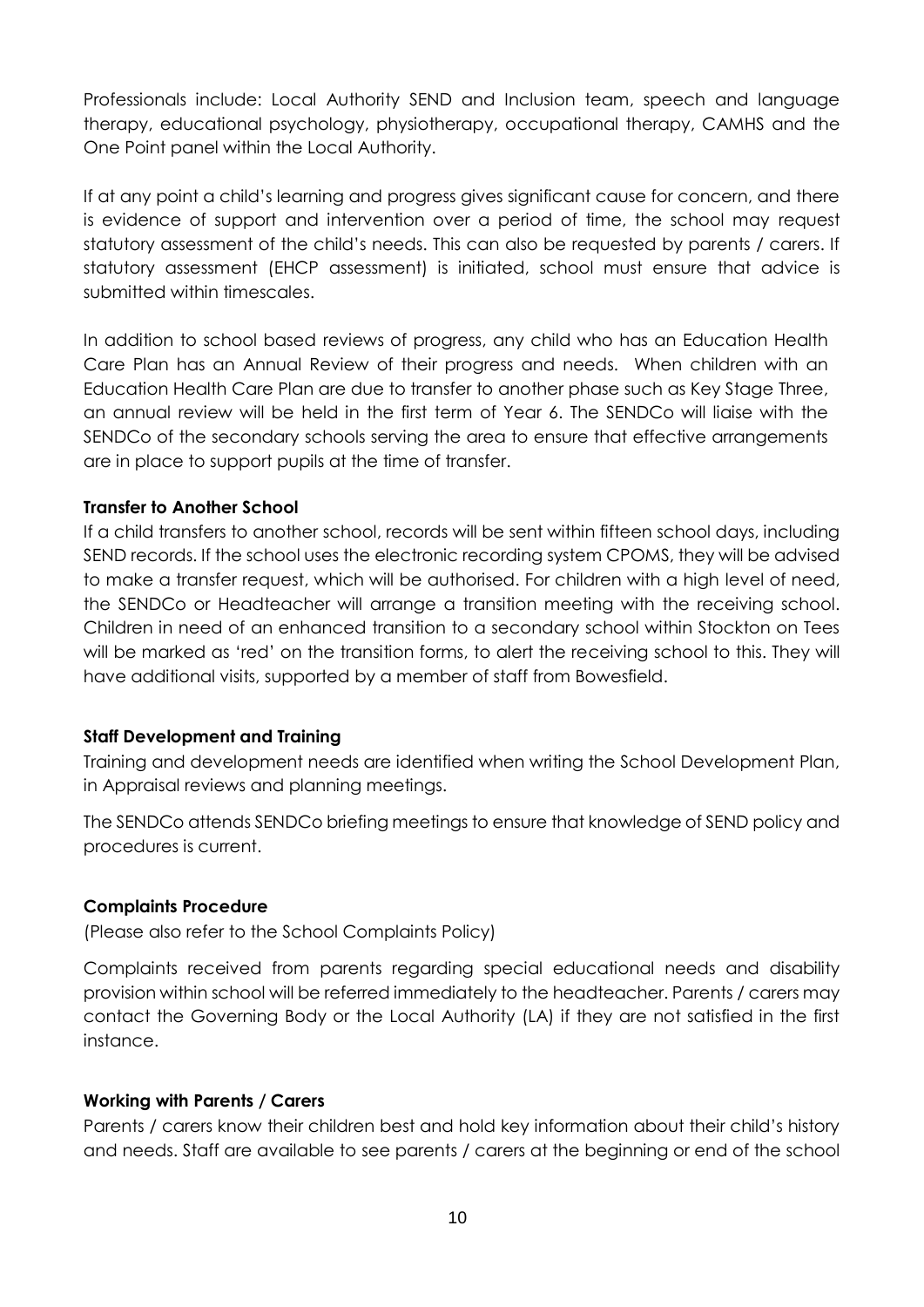Professionals include: Local Authority SEND and Inclusion team, speech and language therapy, educational psychology, physiotherapy, occupational therapy, CAMHS and the One Point panel within the Local Authority.

If at any point a child's learning and progress gives significant cause for concern, and there is evidence of support and intervention over a period of time, the school may request statutory assessment of the child's needs. This can also be requested by parents / carers. If statutory assessment (EHCP assessment) is initiated, school must ensure that advice is submitted within timescales.

In addition to school based reviews of progress, any child who has an Education Health Care Plan has an Annual Review of their progress and needs. When children with an Education Health Care Plan are due to transfer to another phase such as Key Stage Three, an annual review will be held in the first term of Year 6. The SENDCo will liaise with the SENDCo of the secondary schools serving the area to ensure that effective arrangements are in place to support pupils at the time of transfer.

**Transfer to Another School**

If a child transfers to another school, records will be sent within fifteen school days, including SEND records. If the school uses the electronic recording system CPOMS, they will be advised to make a transfer request, which will be authorised. For children with a high level of need, the SENDCo or Headteacher will arrange a transition meeting with the receiving school. Children in need of an enhanced transition to a secondary school within Stockton on Tees will be marked as 'red' on the transition forms, to alert the receiving school to this. They will have additional visits, supported by a member of staff from Bowesfield.

**Staff Development and Training**

Training and development needs are identified when writing the School Development Plan, in Appraisal reviews and planning meetings.

The SENDCo attends SENDCo briefing meetings to ensure that knowledge of SEND policy and procedures is current.

**Complaints Procedure**

(Please also refer to the School Complaints Policy)

Complaints received from parents regarding special educational needs and disability provision within school will be referred immediately to the headteacher. Parents / carers may contact the Governing Body or the Local Authority (LA) if they are not satisfied in the first instance.

**Working with Parents / Carers**

Parents / carers know their children best and hold key information about their child's history and needs. Staff are available to see parents / carers at the beginning or end of the school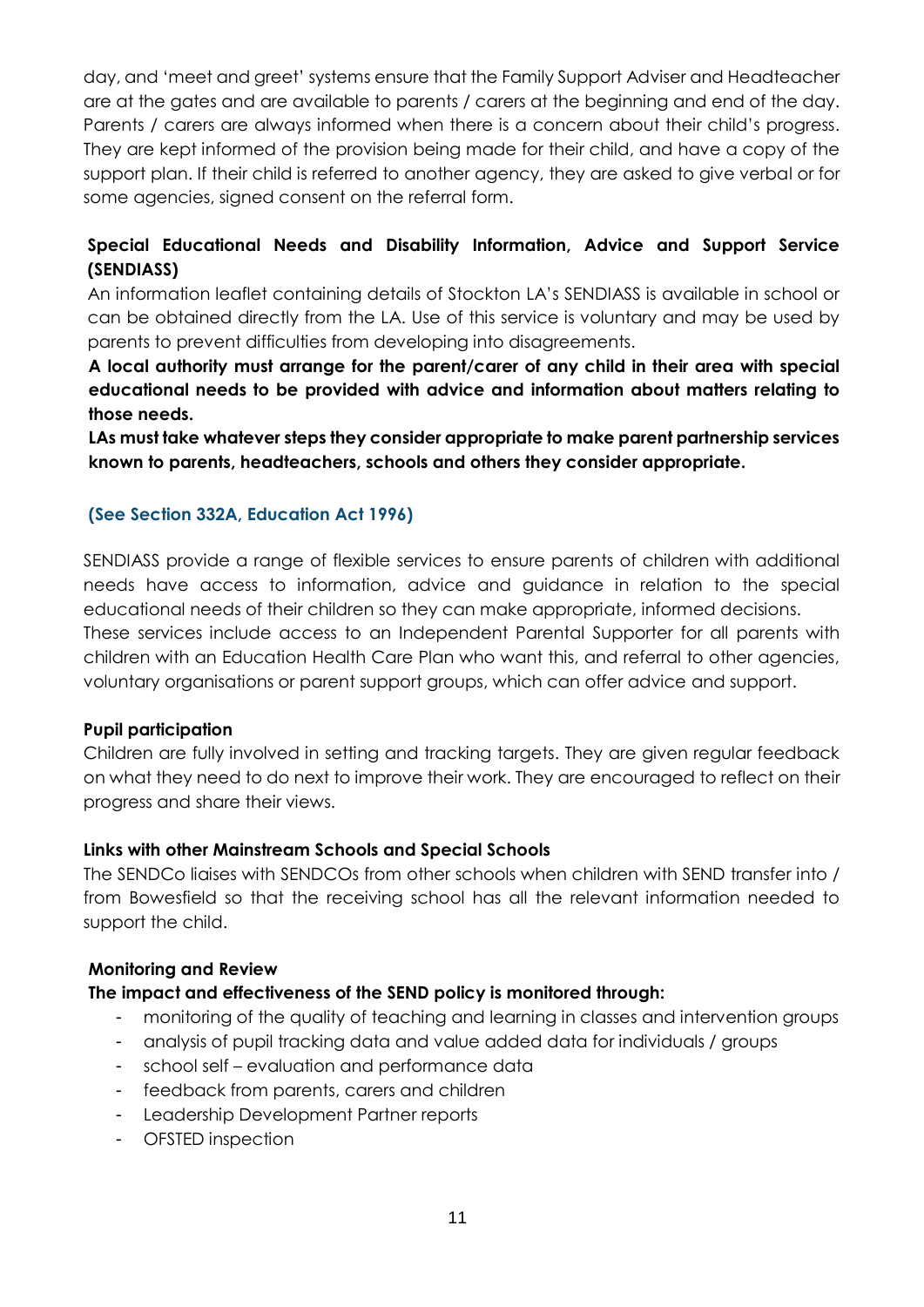day, and 'meet and greet' systems ensure that the Family Support Adviser and Headteacher are at the gates and are available to parents / carers at the beginning and end of the day. Parents / carers are always informed when there is a concern about their child's progress. They are kept informed of the provision being made for their child, and have a copy of the support plan. If their child is referred to another agency, they are asked to give verbal or for some agencies, signed consent on the referral form.

**Special Educational Needs and Disability Information, Advice and Support Service (SENDIASS)**

An information leaflet containing details of Stockton LA's SENDIASS is available in school or can be obtained directly from the LA. Use of this service is voluntary and may be used by parents to prevent difficulties from developing into disagreements.

**A local authority must arrange for the parent/carer of any child in their area with special educational needs to be provided with advice and information about matters relating to those needs.**

**LAs must take whatever steps they consider appropriate to make parent partnership services known to parents, headteachers, schools and others they consider appropriate.**

**(See Section 332A, Education Act 1996)**

SENDIASS provide a range of flexible services to ensure parents of children with additional needs have access to information, advice and guidance in relation to the special educational needs of their children so they can make appropriate, informed decisions. These services include access to an Independent Parental Supporter for all parents with children with an Education Health Care Plan who want this, and referral to other agencies, voluntary organisations or parent support groups, which can offer advice and support.

**Pupil participation**

Children are fully involved in setting and tracking targets. They are given regular feedback on what they need to do next to improve their work. They are encouraged to reflect on their progress and share their views.

**Links with other Mainstream Schools and Special Schools**

The SENDCo liaises with SENDCOs from other schools when children with SEND transfer into / from Bowesfield so that the receiving school has all the relevant information needed to support the child.

**Monitoring and Review**

**The impact and effectiveness of the SEND policy is monitored through:**

- monitoring of the quality of teaching and learning in classes and intervention groups
- analysis of pupil tracking data and value added data for individuals / groups
- school self – evaluation and performance data
- feedback from parents, carers and children
- Leadership Development Partner reports
- OFSTED inspection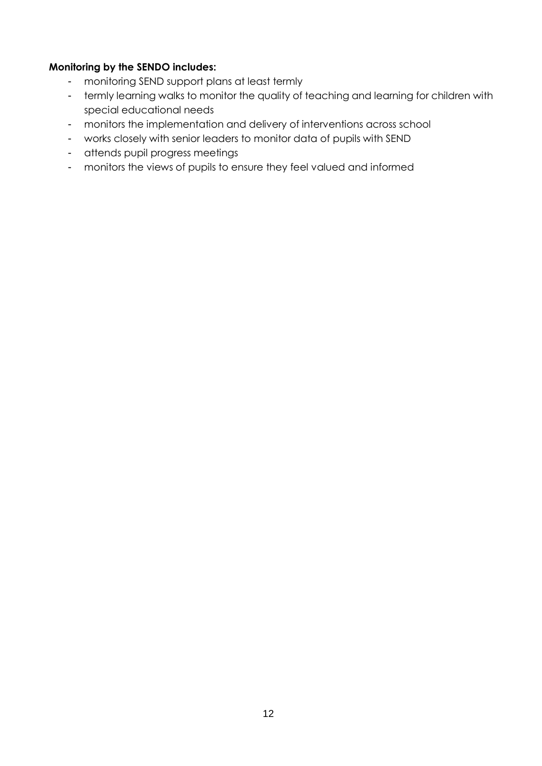**Monitoring by the SENDO includes:**

- monitoring SEND support plans at least termly
- termly learning walks to monitor the quality of teaching and learning for children with special educational needs
- monitors the implementation and delivery of interventions across school
- works closely with senior leaders to monitor data of pupils with SEND
- attends pupil progress meetings
- monitors the views of pupils to ensure they feel valued and informed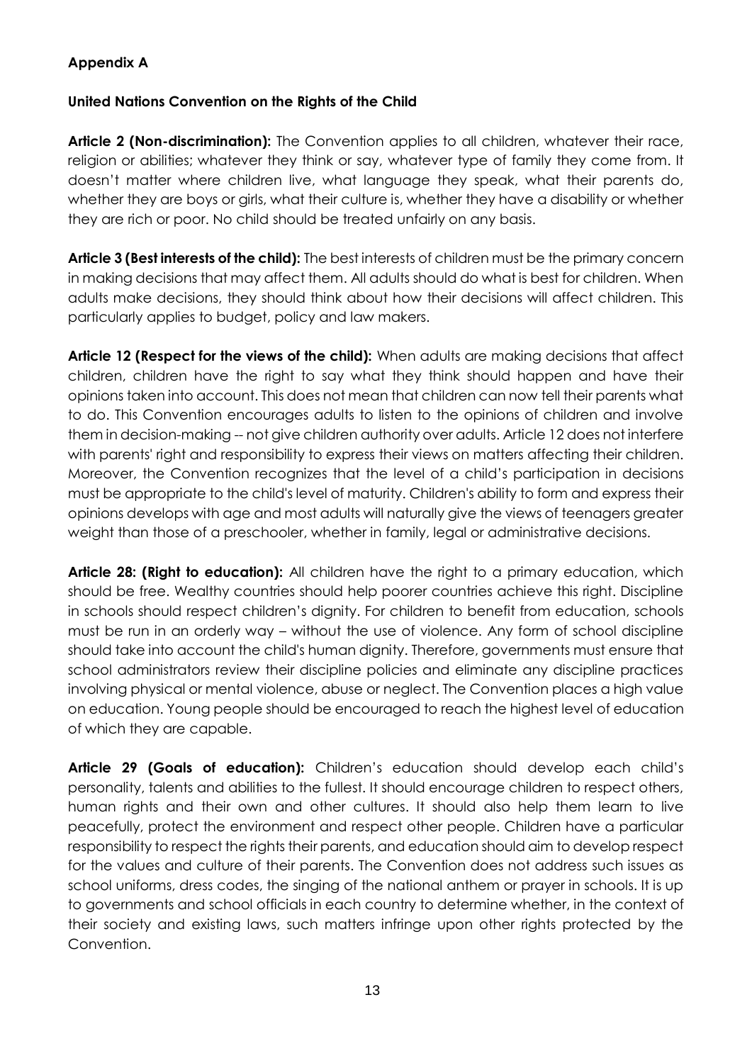**Appendix A**

**United Nations Convention on the Rights of the Child**

**Article 2 (Non-discrimination):** The Convention applies to all children, whatever their race, religion or abilities; whatever they think or say, whatever type of family they come from. It doesn't matter where children live, what language they speak, what their parents do, whether they are boys or girls, what their culture is, whether they have a disability or whether they are rich or poor. No child should be treated unfairly on any basis.

**Article 3 (Best interests of the child):** The best interests of children must be the primary concern in making decisions that may affect them. All adults should do what is best for children. When adults make decisions, they should think about how their decisions will affect children. This particularly applies to budget, policy and law makers.

**Article 12 (Respect for the views of the child):** When adults are making decisions that affect children, children have the right to say what they think should happen and have their opinions taken into account. This does not mean that children can now tell their parents what to do. This Convention encourages adults to listen to the opinions of children and involve them in decision-making -- not give children authority over adults. Article 12 does not interfere with parents' right and responsibility to express their views on matters affecting their children. Moreover, the Convention recognizes that the level of a child's participation in decisions must be appropriate to the child's level of maturity. Children's ability to form and express their opinions develops with age and most adults will naturally give the views of teenagers greater weight than those of a preschooler, whether in family, legal or administrative decisions.

**Article 28: (Right to education):** All children have the right to a primary education, which should be free. Wealthy countries should help poorer countries achieve this right. Discipline in schools should respect children's dignity. For children to benefit from education, schools must be run in an orderly way – without the use of violence. Any form of school discipline should take into account the child's human dignity. Therefore, governments must ensure that school administrators review their discipline policies and eliminate any discipline practices involving physical or mental violence, abuse or neglect. The Convention places a high value on education. Young people should be encouraged to reach the highest level of education of which they are capable.

**Article 29 (Goals of education):** Children's education should develop each child's personality, talents and abilities to the fullest. It should encourage children to respect others, human rights and their own and other cultures. It should also help them learn to live peacefully, protect the environment and respect other people. Children have a particular responsibility to respect the rights their parents, and education should aim to develop respect for the values and culture of their parents. The Convention does not address such issues as school uniforms, dress codes, the singing of the national anthem or prayer in schools. It is up to governments and school officials in each country to determine whether, in the context of their society and existing laws, such matters infringe upon other rights protected by the Convention.